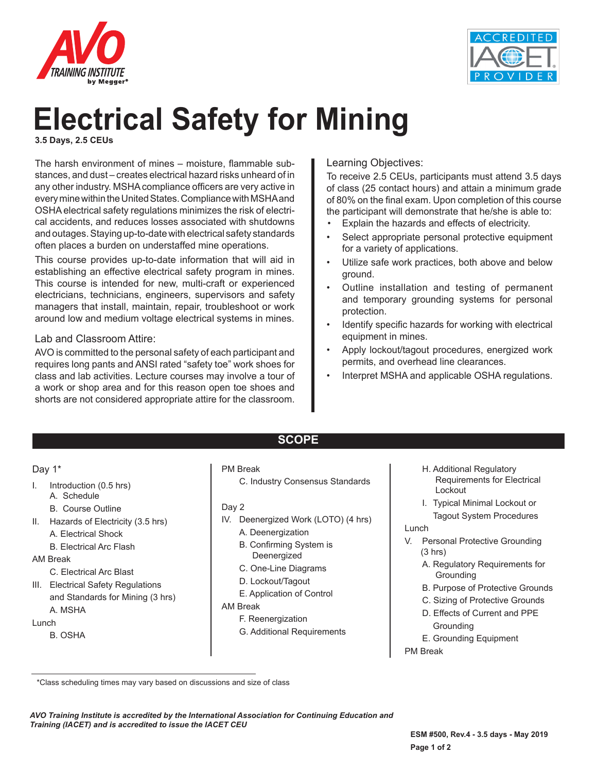# Electrical Safety for Mining

**3.5 Days, 2.5 CEUs**

The harsh environment of mines – moisture, flammable substances, and dust – creates electrical hazard risks unheard of in any other industry. MSHA compliance officers are very active in every mine within the United States. Compliance with MSHA and OSHA electrical safety regulations minimizes the risk of electrical accidents, and reduces losses associated with shutdowns and outages. Staying up-to-date with electrical safety standards often places a burden on understaffed mine operations.

This course provides up-to-date information that will aid in establishing an effective electrical safety program in mines. This course is intended for new, multi-craft or experienced electricians, technicians, engineers, supervisors and safety managers that install, maintain, repair, troubleshoot or work around low and medium voltage electrical systems in mines.

## Lab and Classroom Attire:

AVO is committed to the personal safety of each participant and requires long pants and ANSI rated "safety toe" work shoes for class and lab activities. Lecture courses may involve a tour of a work or shop area and for this reason open toe shoes and shorts are not considered appropriate attire for the classroom.

## Learning Objectives:

To receive 2.5 CEUs, participants must attend 3.5 days of class (25 contact hours) and attain a minimum grade of 80% on the final exam. Upon completion of this course the participant will demonstrate that he/she is able to:

- Explain the hazards and effects of electricity.
- Select appropriate personal protective equipment for a variety of applications.
- Utilize safe work practices, both above and below ground.
- Outline installation and testing of permanent and temporary grounding systems for personal protection.
- Identify specific hazards for working with electrical equipment in mines.
- Apply lockout/tagout procedures, energized work permits, and overhead line clearances.
- Interpret MSHA and applicable OSHA regulations.

## SCOPE

Day 1*

I. Introduction (0.5 hrs)
  - A. Schedule
  - B. Course Outline

II. Hazards of Electricity (3.5 hrs)
  - A. Electrical Shock
  - B. Electrical Arc Flash

AM Break
  - C. Electrical Arc Blast

III. Electrical Safety Regulations and Standards for Mining (3 hrs)
  - A. MSHA

Lunch
  - B. OSHA

PM Break
  - C. Industry Consensus Standards

Day 2

IV. Deenergized Work (LOTO) (4 hrs)
  - A. Deenergization
  - B. Confirming System is Deenergized
  - C. One-Line Diagrams
  - D. Lockout/Tagout
  - E. Application of Control

AM Break
  - F. Reenergization
  - G. Additional Requirements
  - H. Additional Regulatory Requirements for Electrical Lockout
  - I. Typical Minimal Lockout or Tagout System Procedures

Lunch

V. Personal Protective Grounding (3 hrs)
  - A. Regulatory Requirements for Grounding
  - B. Purpose of Protective Grounds
  - C. Sizing of Protective Grounds
  - D. Effects of Current and PPE Grounding
  - E. Grounding Equipment

PM Break

*Class scheduling times may vary based on discussions and size of class

*AVO Training Institute is accredited by the International Association for Continuing Education and Training (IACET) and is accredited to issue the IACET CEU*

**ESM #500, Rev.4 - 3.5 days - May 2019**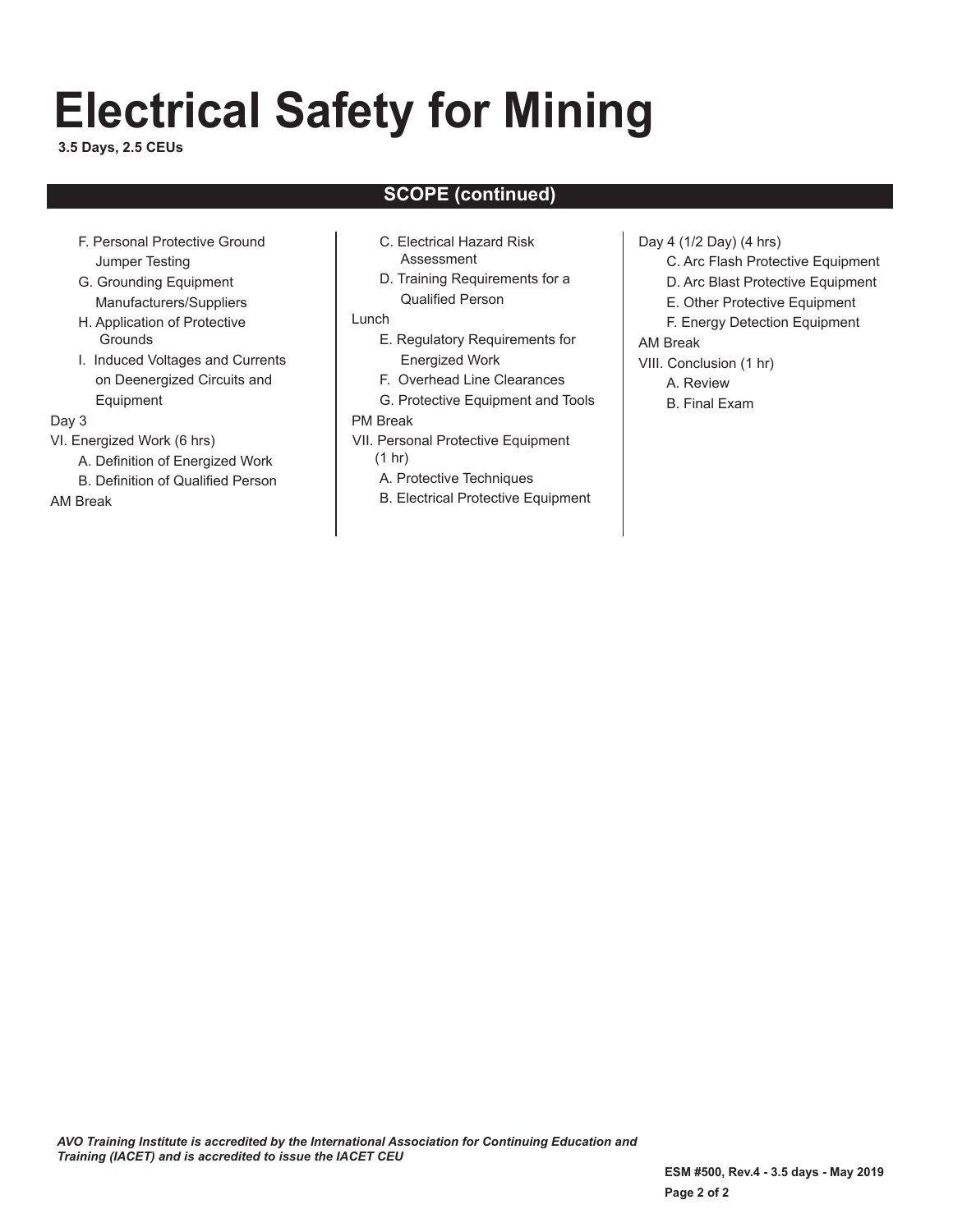# Electrical Safety for Mining

**3.5 Days, 2.5 CEUs**

## SCOPE (continued)

- F. Personal Protective Ground Jumper Testing
- G. Grounding Equipment Manufacturers/Suppliers
- H. Application of Protective Grounds
- I. Induced Voltages and Currents on Deenergized Circuits and Equipment

Day 3

VI. Energized Work (6 hrs)

- A. Definition of Energized Work
- B. Definition of Qualified Person

AM Break

- C. Electrical Hazard Risk Assessment
- D. Training Requirements for a Qualified Person

Lunch

- E. Regulatory Requirements for Energized Work
- F. Overhead Line Clearances
- G. Protective Equipment and Tools

PM Break

VII. Personal Protective Equipment (1 hr)

- A. Protective Techniques
- B. Electrical Protective Equipment

Day 4 (1/2 Day) (4 hrs)

- C. Arc Flash Protective Equipment
- D. Arc Blast Protective Equipment
- E. Other Protective Equipment
- F. Energy Detection Equipment

AM Break

VIII. Conclusion (1 hr)

- A. Review
- B. Final Exam

*AVO Training Institute is accredited by the International Association for Continuing Education and Training (IACET) and is accredited to issue the IACET CEU*

**ESM #500, Rev.4 - 3.5 days - May 2019**